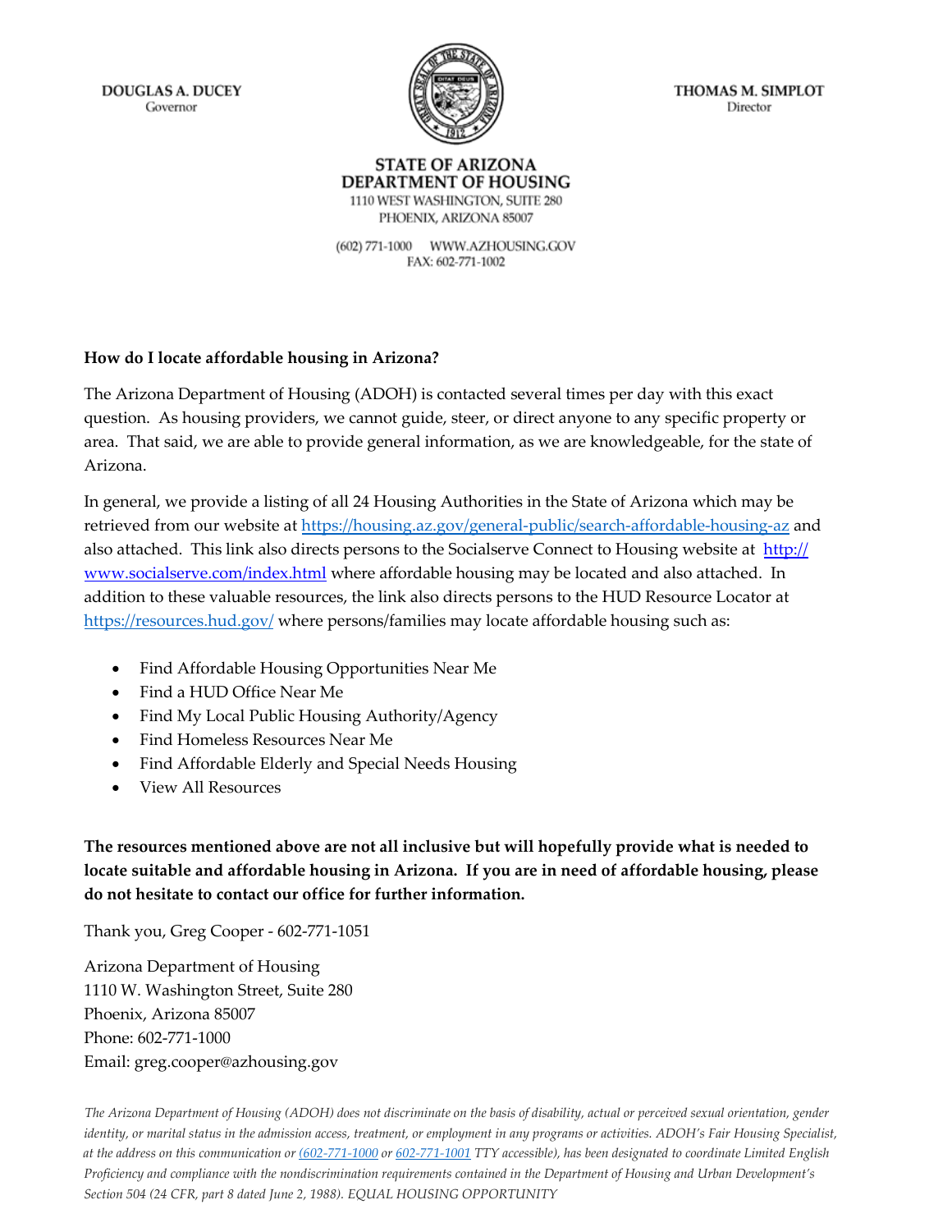**DOUGLAS A. DUCEY**
Governor

**THOMAS M. SIMPLOT**
Director

**STATE OF ARIZONA**
**DEPARTMENT OF HOUSING**
1110 WEST WASHINGTON, SUITE 280
PHOENIX, ARIZONA 85007

(602) 771-1000 WWW.AZHOUSING.GOV
FAX: 602-771-1002

**How do I locate affordable housing in Arizona?**

The Arizona Department of Housing (ADOH) is contacted several times per day with this exact question. As housing providers, we cannot guide, steer, or direct anyone to any specific property or area. That said, we are able to provide general information, as we are knowledgeable, for the state of Arizona.

In general, we provide a listing of all 24 Housing Authorities in the State of Arizona which may be retrieved from our website at https://housing.az.gov/general-public/search-affordable-housing-az and also attached. This link also directs persons to the Socialserve Connect to Housing website at http://www.socialserve.com/index.html where affordable housing may be located and also attached. In addition to these valuable resources, the link also directs persons to the HUD Resource Locator at https://resources.hud.gov/ where persons/families may locate affordable housing such as:

- Find Affordable Housing Opportunities Near Me
- Find a HUD Office Near Me
- Find My Local Public Housing Authority/Agency
- Find Homeless Resources Near Me
- Find Affordable Elderly and Special Needs Housing
- View All Resources

**The resources mentioned above are not all inclusive but will hopefully provide what is needed to locate suitable and affordable housing in Arizona. If you are in need of affordable housing, please do not hesitate to contact our office for further information.**

Thank you, Greg Cooper - 602-771-1051

Arizona Department of Housing
1110 W. Washington Street, Suite 280
Phoenix, Arizona 85007
Phone: 602-771-1000
Email: greg.cooper@azhousing.gov

*The Arizona Department of Housing (ADOH) does not discriminate on the basis of disability, actual or perceived sexual orientation, gender identity, or marital status in the admission access, treatment, or employment in any programs or activities. ADOH's Fair Housing Specialist, at the address on this communication or (602-771-1000 or 602-771-1001 TTY accessible), has been designated to coordinate Limited English Proficiency and compliance with the nondiscrimination requirements contained in the Department of Housing and Urban Development's Section 504 (24 CFR, part 8 dated June 2, 1988). EQUAL HOUSING OPPORTUNITY*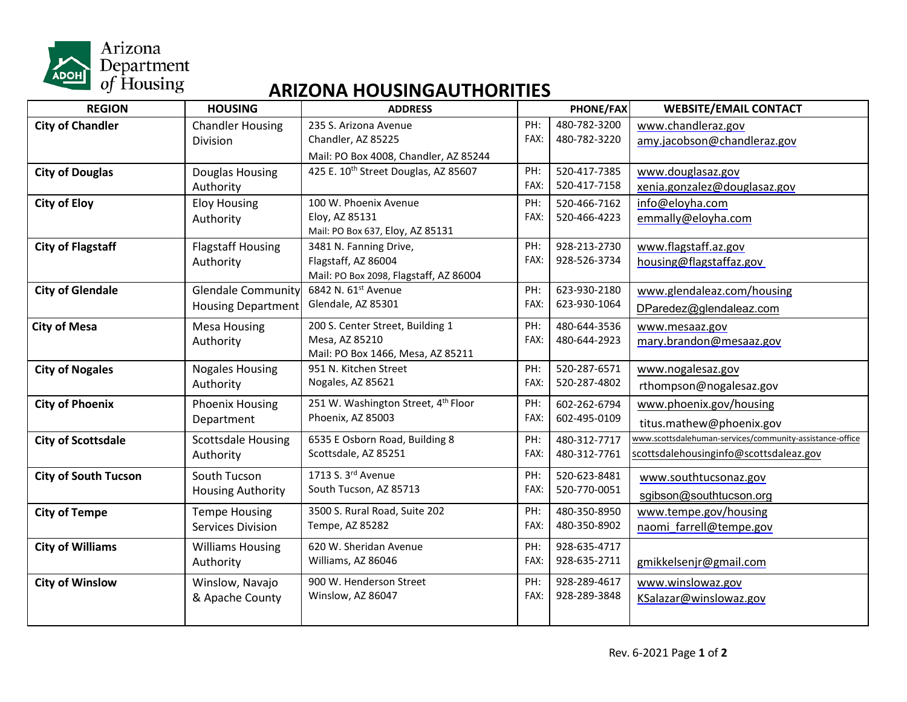Arizona Department of Housing

# ARIZONA HOUSINGAUTHORITIES

| REGION | HOUSING | ADDRESS | PHONE/FAX | | WEBSITE/EMAIL CONTACT |
|---|---|---|---|---|---|
| **City of Chandler** | Chandler Housing Division | 235 S. Arizona Avenue<br>Chandler, AZ 85225<br>Mail: PO Box 4008, Chandler, AZ 85244 | PH:<br>FAX: | 480-782-3200<br>480-782-3220 | www.chandleraz.gov<br>amy.jacobson@chandleraz.gov |
| **City of Douglas** | Douglas Housing Authority | 425 E. 10th Street Douglas, AZ 85607 | PH:<br>FAX: | 520-417-7385<br>520-417-7158 | www.douglasaz.gov<br>xenia.gonzalez@douglasaz.gov |
| **City of Eloy** | Eloy Housing Authority | 100 W. Phoenix Avenue<br>Eloy, AZ 85131<br>Mail: PO Box 637, Eloy, AZ 85131 | PH:<br>FAX: | 520-466-7162<br>520-466-4223 | info@eloyha.com<br>emmally@eloyha.com |
| **City of Flagstaff** | Flagstaff Housing Authority | 3481 N. Fanning Drive,<br>Flagstaff, AZ 86004<br>Mail: PO Box 2098, Flagstaff, AZ 86004 | PH:<br>FAX: | 928-213-2730<br>928-526-3734 | www.flagstaff.az.gov<br>housing@flagstaffaz.gov |
| **City of Glendale** | Glendale Community Housing Department | 6842 N. 61st Avenue<br>Glendale, AZ 85301 | PH:<br>FAX: | 623-930-2180<br>623-930-1064 | www.glendaleaz.com/housing<br>DParedez@glendaleaz.com |
| **City of Mesa** | Mesa Housing Authority | 200 S. Center Street, Building 1<br>Mesa, AZ 85210<br>Mail: PO Box 1466, Mesa, AZ 85211 | PH:<br>FAX: | 480-644-3536<br>480-644-2923 | www.mesaaz.gov<br>mary.brandon@mesaaz.gov |
| **City of Nogales** | Nogales Housing Authority | 951 N. Kitchen Street<br>Nogales, AZ 85621 | PH:<br>FAX: | 520-287-6571<br>520-287-4802 | www.nogalesaz.gov<br>rthompson@nogalesaz.gov |
| **City of Phoenix** | Phoenix Housing Department | 251 W. Washington Street, 4th Floor<br>Phoenix, AZ 85003 | PH:<br>FAX: | 602-262-6794<br>602-495-0109 | www.phoenix.gov/housing<br>titus.mathew@phoenix.gov |
| **City of Scottsdale** | Scottsdale Housing Authority | 6535 E Osborn Road, Building 8<br>Scottsdale, AZ 85251 | PH:<br>FAX: | 480-312-7717<br>480-312-7761 | www.scottsdalehuman-services/community-assistance-office<br>scottsdalehousinginfo@scottsdaleaz.gov |
| **City of South Tucson** | South Tucson Housing Authority | 1713 S. 3rd Avenue<br>South Tucson, AZ 85713 | PH:<br>FAX: | 520-623-8481<br>520-770-0051 | www.southtucsonaz.gov<br>sgibson@southtucson.org |
| **City of Tempe** | Tempe Housing Services Division | 3500 S. Rural Road, Suite 202<br>Tempe, AZ 85282 | PH:<br>FAX: | 480-350-8950<br>480-350-8902 | www.tempe.gov/housing<br>naomi_farrell@tempe.gov |
| **City of Williams** | Williams Housing Authority | 620 W. Sheridan Avenue<br>Williams, AZ 86046 | PH:<br>FAX: | 928-635-4717<br>928-635-2711 | gmikkelsenjr@gmail.com |
| **City of Winslow** | Winslow, Navajo & Apache County | 900 W. Henderson Street<br>Winslow, AZ 86047 | PH:<br>FAX: | 928-289-4617<br>928-289-3848 | www.winslowaz.gov<br>KSalazar@winslowaz.gov |

Rev. 6-2021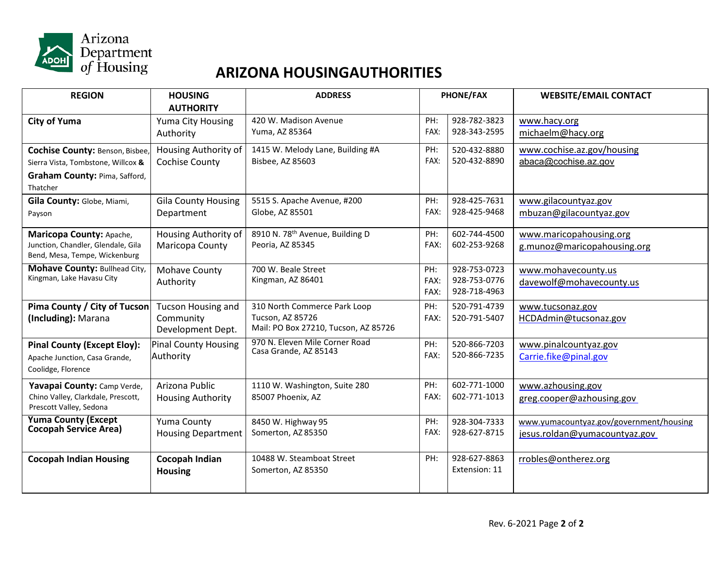Arizona Department of Housing

# ARIZONA HOUSINGAUTHORITIES

| REGION | HOUSING AUTHORITY | ADDRESS | PHONE/FAX | | WEBSITE/EMAIL CONTACT |
|---|---|---|---|---|---|
| **City of Yuma** | Yuma City Housing Authority | 420 W. Madison Avenue<br>Yuma, AZ 85364 | PH:<br>FAX: | 928-782-3823<br>928-343-2595 | www.hacy.org<br>michaelm@hacy.org |
| **Cochise County:** Benson, Bisbee, Sierra Vista, Tombstone, Willcox **&** **Graham County:** Pima, Safford, Thatcher | Housing Authority of Cochise County | 1415 W. Melody Lane, Building #A<br>Bisbee, AZ 85603 | PH:<br>FAX: | 520-432-8880<br>520-432-8890 | www.cochise.az.gov/housing<br>abaca@cochise.az.gov |
| **Gila County:** Globe, Miami, Payson | Gila County Housing Department | 5515 S. Apache Avenue, #200<br>Globe, AZ 85501 | PH:<br>FAX: | 928-425-7631<br>928-425-9468 | www.gilacountyaz.gov<br>mbuzan@gilacountyaz.gov |
| **Maricopa County:** Apache, Junction, Chandler, Glendale, Gila Bend, Mesa, Tempe, Wickenburg | Housing Authority of Maricopa County | 8910 N. 78th Avenue, Building D<br>Peoria, AZ 85345 | PH:<br>FAX: | 602-744-4500<br>602-253-9268 | www.maricopahousing.org<br>g.munoz@maricopahousing.org |
| **Mohave County:** Bullhead City, Kingman, Lake Havasu City | Mohave County Authority | 700 W. Beale Street<br>Kingman, AZ 86401 | PH:<br>FAX:<br>FAX: | 928-753-0723<br>928-753-0776<br>928-718-4963 | www.mohavecounty.us<br>davewolf@mohavecounty.us |
| **Pima County / City of Tucson (Including):** Marana | Tucson Housing and Community Development Dept. | 310 North Commerce Park Loop<br>Tucson, AZ 85726<br>Mail: PO Box 27210, Tucson, AZ 85726 | PH:<br>FAX: | 520-791-4739<br>520-791-5407 | www.tucsonaz.gov<br>HCDAdmin@tucsonaz.gov |
| **Pinal County (Except Eloy):** Apache Junction, Casa Grande, Coolidge, Florence | Pinal County Housing Authority | 970 N. Eleven Mile Corner Road<br>Casa Grande, AZ 85143 | PH:<br>FAX: | 520-866-7203<br>520-866-7235 | www.pinalcountyaz.gov<br>Carrie.fike@pinal.gov |
| **Yavapai County:** Camp Verde, Chino Valley, Clarkdale, Prescott, Prescott Valley, Sedona | Arizona Public Housing Authority | 1110 W. Washington, Suite 280<br>85007 Phoenix, AZ | PH:<br>FAX: | 602-771-1000<br>602-771-1013 | www.azhousing.gov<br>greg.cooper@azhousing.gov |
| **Yuma County (Except Cocopah Service Area)** | Yuma County Housing Department | 8450 W. Highway 95<br>Somerton, AZ 85350 | PH:<br>FAX: | 928-304-7333<br>928-627-8715 | www.yumacountyaz.gov/government/housing<br>jesus.roldan@yumacountyaz.gov |
| **Cocopah Indian Housing** | **Cocopah Indian Housing** | 10488 W. Steamboat Street<br>Somerton, AZ 85350 | PH: | 928-627-8863<br>Extension: 11 | rrobles@ontherez.org |

Rev. 6-2021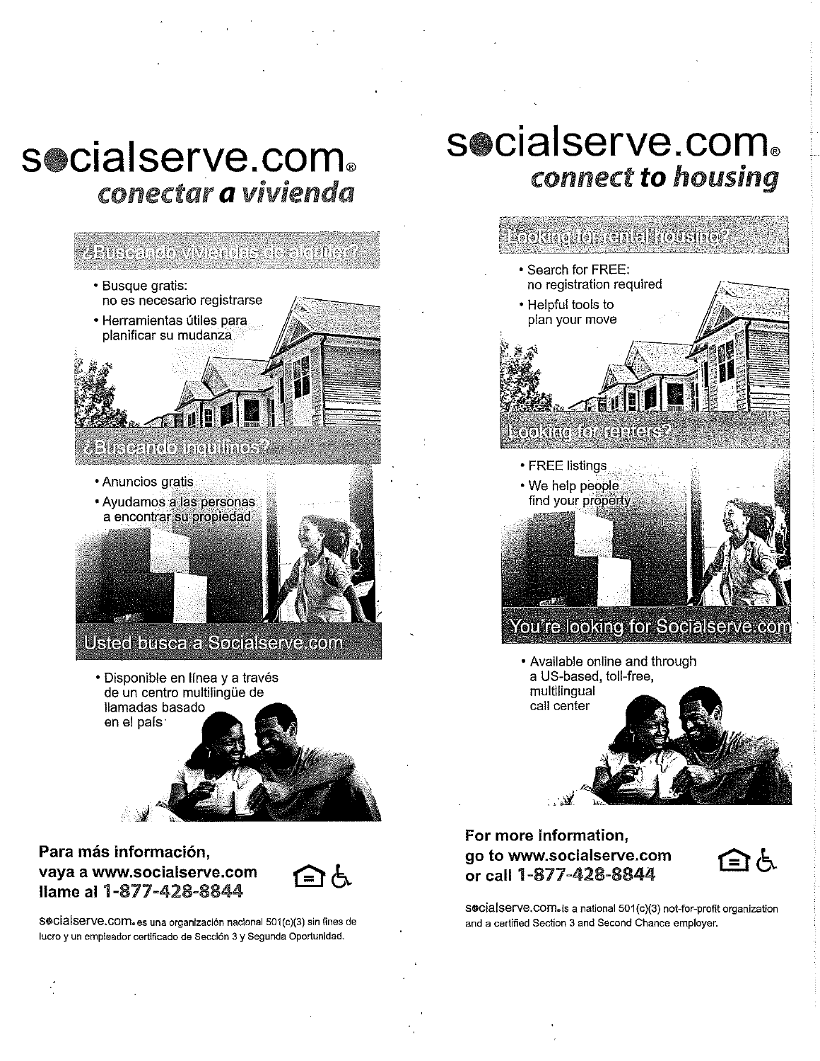# socialserve.com®

## *conectar a vivienda*

### ¿Buscando viviendas de alquiler?

- Busque gratis: no es necesario registrarse
- Herramientas útiles para planificar su mudanza

### ¿Buscando inquilinos?

- Anuncios gratis
- Ayudamos a las personas a encontrar su propiedad

### Usted busca a Socialserve.com

- Disponible en línea y a través de un centro multilingüe de llamadas basado en el país

**Para más información, vaya a www.socialserve.com llame al 1-877-428-8844**

socialserve.com® es una organización nacional 501(c)(3) sin fines de lucro y un empleador certificado de Sección 3 y Segunda Oportunidad.

# socialserve.com®

## *connect to housing*

### Looking for rental housing?

- Search for FREE: no registration required
- Helpful tools to plan your move

### Looking for renters?

- FREE listings
- We help people find your property

### You're looking for Socialserve.com

- Available online and through a US-based, toll-free, multilingual call center

**For more information, go to www.socialserve.com or call 1-877-428-8844**

socialserve.com® is a national 501(c)(3) not-for-profit organization and a certified Section 3 and Second Chance employer.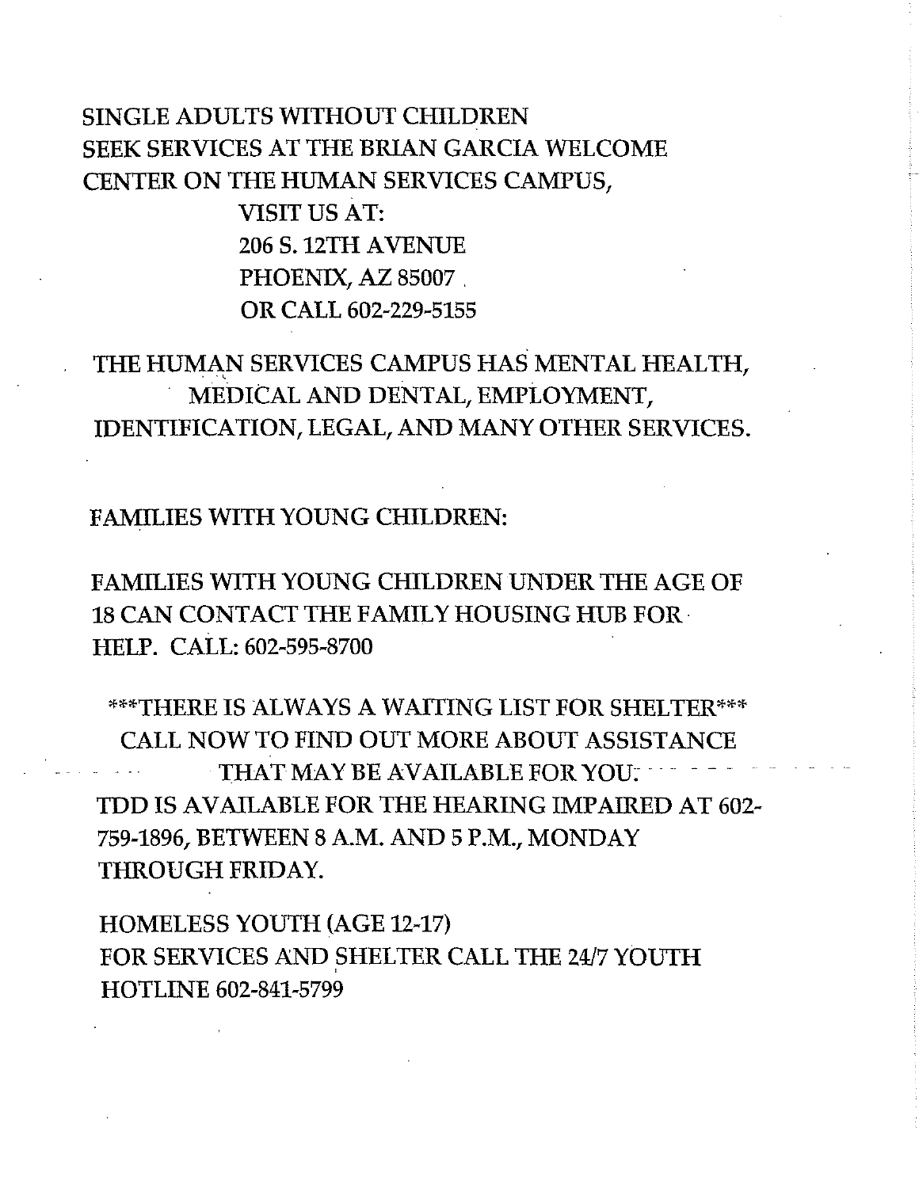SINGLE ADULTS WITHOUT CHILDREN
SEEK SERVICES AT THE BRIAN GARCIA WELCOME
CENTER ON THE HUMAN SERVICES CAMPUS,

VISIT US AT:
206 S. 12TH AVENUE
PHOENIX, AZ 85007
OR CALL 602-229-5155

THE HUMAN SERVICES CAMPUS HAS MENTAL HEALTH, MEDICAL AND DENTAL, EMPLOYMENT, IDENTIFICATION, LEGAL, AND MANY OTHER SERVICES.

FAMILIES WITH YOUNG CHILDREN:

FAMILIES WITH YOUNG CHILDREN UNDER THE AGE OF 18 CAN CONTACT THE FAMILY HOUSING HUB FOR HELP. CALL: 602-595-8700

***THERE IS ALWAYS A WAITING LIST FOR SHELTER***
CALL NOW TO FIND OUT MORE ABOUT ASSISTANCE THAT MAY BE AVAILABLE FOR YOU.

TDD IS AVAILABLE FOR THE HEARING IMPAIRED AT 602-759-1896, BETWEEN 8 A.M. AND 5 P.M., MONDAY THROUGH FRIDAY.

HOMELESS YOUTH (AGE 12-17)
FOR SERVICES AND SHELTER CALL THE 24/7 YOUTH HOTLINE 602-841-5799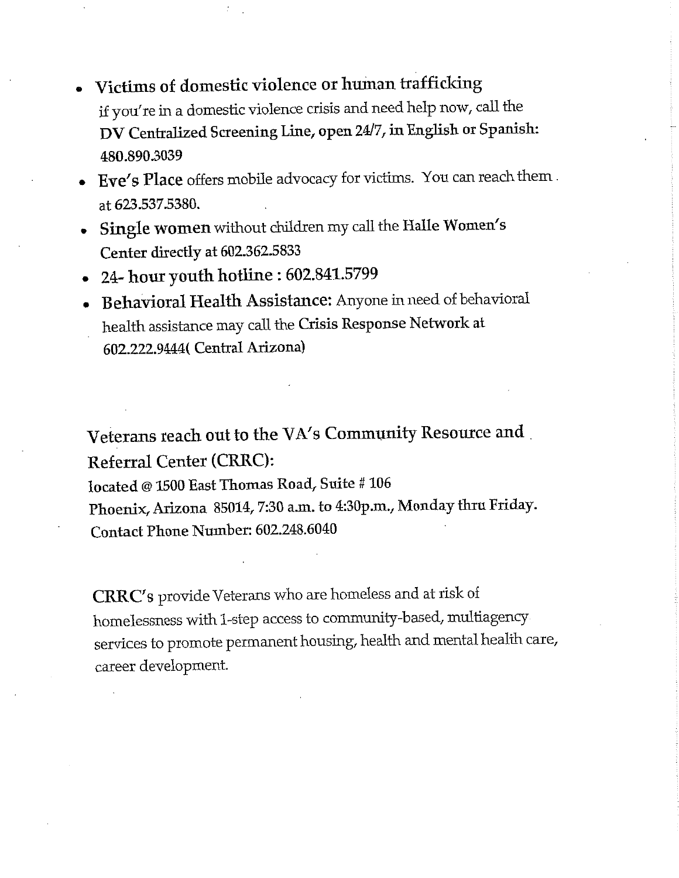- **Victims of domestic violence or human trafficking**
  if you're in a domestic violence crisis and need help now, call the **DV Centralized Screening Line, open 24/7, in English or Spanish: 480.890.3039**
- **Eve's Place** offers mobile advocacy for victims. You can reach them at **623.537.5380.**
- **Single women** without children my call the **Halle Women's Center** directly at **602.362.5833**
- **24- hour youth hotline : 602.841.5799**
- **Behavioral Health Assistance:** Anyone in need of behavioral health assistance may call the **Crisis Response Network** at **602.222.9444( Central Arizona)**

Veterans reach out to the VA's Community Resource and Referral Center (CRRC):
**located @ 1500 East Thomas Road, Suite # 106**
**Phoenix, Arizona 85014, 7:30 a.m. to 4:30p.m., Monday thru Friday.**
**Contact Phone Number: 602.248.6040**

**CRRC's** provide Veterans who are homeless and at risk of homelessness with 1-step access to community-based, multiagency services to promote permanent housing, health and mental health care, career development.